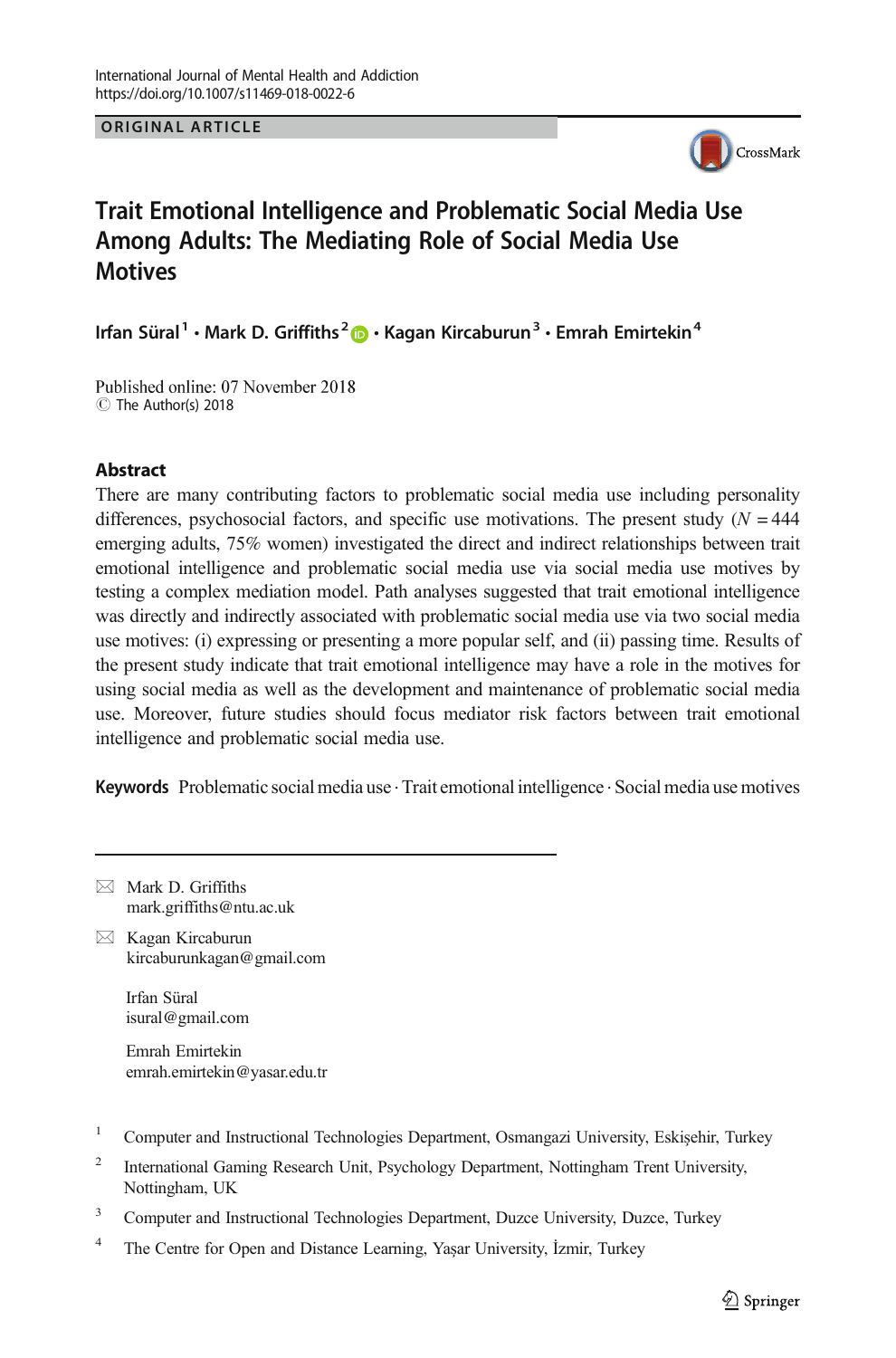International Journal of Mental Health and Addiction
https://doi.org/10.1007/s11469-018-0022-6

ORIGINAL ARTICLE

# Trait Emotional Intelligence and Problematic Social Media Use Among Adults: The Mediating Role of Social Media Use Motives

**Irfan Süral[1] · Mark D. Griffiths[2] · Kagan Kircaburun[3] · Emrah Emirtekin[4]**

Published online: 07 November 2018
© The Author(s) 2018

## Abstract

There are many contributing factors to problematic social media use including personality differences, psychosocial factors, and specific use motivations. The present study ($N = 444$ emerging adults, 75% women) investigated the direct and indirect relationships between trait emotional intelligence and problematic social media use via social media use motives by testing a complex mediation model. Path analyses suggested that trait emotional intelligence was directly and indirectly associated with problematic social media use via two social media use motives: (i) expressing or presenting a more popular self, and (ii) passing time. Results of the present study indicate that trait emotional intelligence may have a role in the motives for using social media as well as the development and maintenance of problematic social media use. Moreover, future studies should focus mediator risk factors between trait emotional intelligence and problematic social media use.

**Keywords** Problematic social media use · Trait emotional intelligence · Social media use motives

---

✉ Mark D. Griffiths
mark.griffiths@ntu.ac.uk

✉ Kagan Kircaburun
kircaburunkagan@gmail.com

Irfan Süral
isural@gmail.com

Emrah Emirtekin
emrah.emirtekin@yasar.edu.tr

[1] Computer and Instructional Technologies Department, Osmangazi University, Eskişehir, Turkey

[2] International Gaming Research Unit, Psychology Department, Nottingham Trent University, Nottingham, UK

[3] Computer and Instructional Technologies Department, Duzce University, Duzce, Turkey

[4] The Centre for Open and Distance Learning, Yaşar University, İzmir, Turkey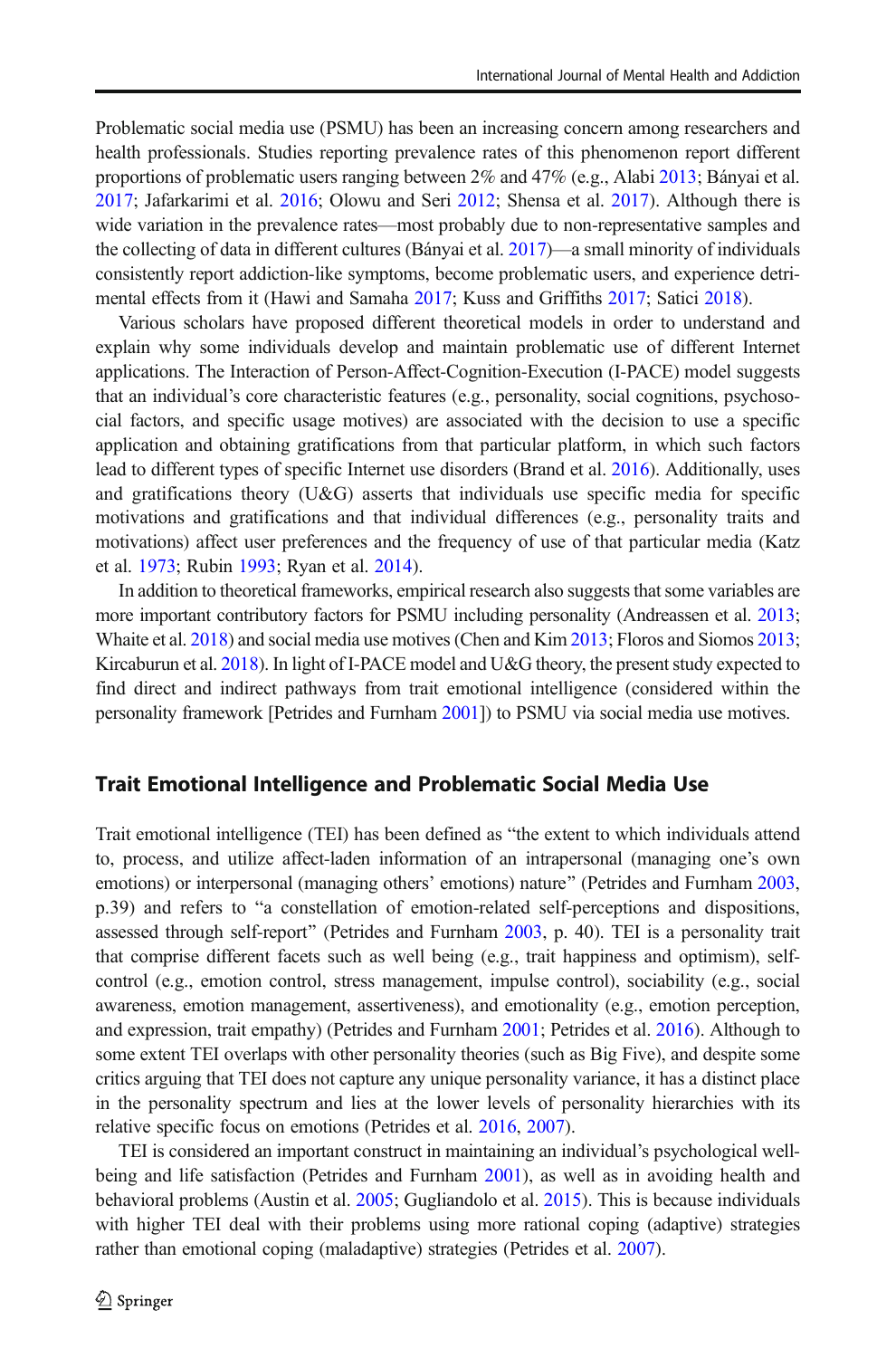Problematic social media use (PSMU) has been an increasing concern among researchers and health professionals. Studies reporting prevalence rates of this phenomenon report different proportions of problematic users ranging between 2% and 47% (e.g., Alabi 2013; Bányai et al. 2017; Jafarkarimi et al. 2016; Olowu and Seri 2012; Shensa et al. 2017). Although there is wide variation in the prevalence rates—most probably due to non-representative samples and the collecting of data in different cultures (Bányai et al. 2017)—a small minority of individuals consistently report addiction-like symptoms, become problematic users, and experience detrimental effects from it (Hawi and Samaha 2017; Kuss and Griffiths 2017; Satici 2018).

Various scholars have proposed different theoretical models in order to understand and explain why some individuals develop and maintain problematic use of different Internet applications. The Interaction of Person-Affect-Cognition-Execution (I-PACE) model suggests that an individual's core characteristic features (e.g., personality, social cognitions, psychosocial factors, and specific usage motives) are associated with the decision to use a specific application and obtaining gratifications from that particular platform, in which such factors lead to different types of specific Internet use disorders (Brand et al. 2016). Additionally, uses and gratifications theory (U&G) asserts that individuals use specific media for specific motivations and gratifications and that individual differences (e.g., personality traits and motivations) affect user preferences and the frequency of use of that particular media (Katz et al. 1973; Rubin 1993; Ryan et al. 2014).

In addition to theoretical frameworks, empirical research also suggests that some variables are more important contributory factors for PSMU including personality (Andreassen et al. 2013; Whaite et al. 2018) and social media use motives (Chen and Kim 2013; Floros and Siomos 2013; Kircaburun et al. 2018). In light of I-PACE model and U&G theory, the present study expected to find direct and indirect pathways from trait emotional intelligence (considered within the personality framework [Petrides and Furnham 2001]) to PSMU via social media use motives.

## Trait Emotional Intelligence and Problematic Social Media Use

Trait emotional intelligence (TEI) has been defined as "the extent to which individuals attend to, process, and utilize affect-laden information of an intrapersonal (managing one's own emotions) or interpersonal (managing others' emotions) nature" (Petrides and Furnham 2003, p.39) and refers to "a constellation of emotion-related self-perceptions and dispositions, assessed through self-report" (Petrides and Furnham 2003, p. 40). TEI is a personality trait that comprise different facets such as well being (e.g., trait happiness and optimism), self-control (e.g., emotion control, stress management, impulse control), sociability (e.g., social awareness, emotion management, assertiveness), and emotionality (e.g., emotion perception, and expression, trait empathy) (Petrides and Furnham 2001; Petrides et al. 2016). Although to some extent TEI overlaps with other personality theories (such as Big Five), and despite some critics arguing that TEI does not capture any unique personality variance, it has a distinct place in the personality spectrum and lies at the lower levels of personality hierarchies with its relative specific focus on emotions (Petrides et al. 2016, 2007).

TEI is considered an important construct in maintaining an individual's psychological well-being and life satisfaction (Petrides and Furnham 2001), as well as in avoiding health and behavioral problems (Austin et al. 2005; Gugliandolo et al. 2015). This is because individuals with higher TEI deal with their problems using more rational coping (adaptive) strategies rather than emotional coping (maladaptive) strategies (Petrides et al. 2007).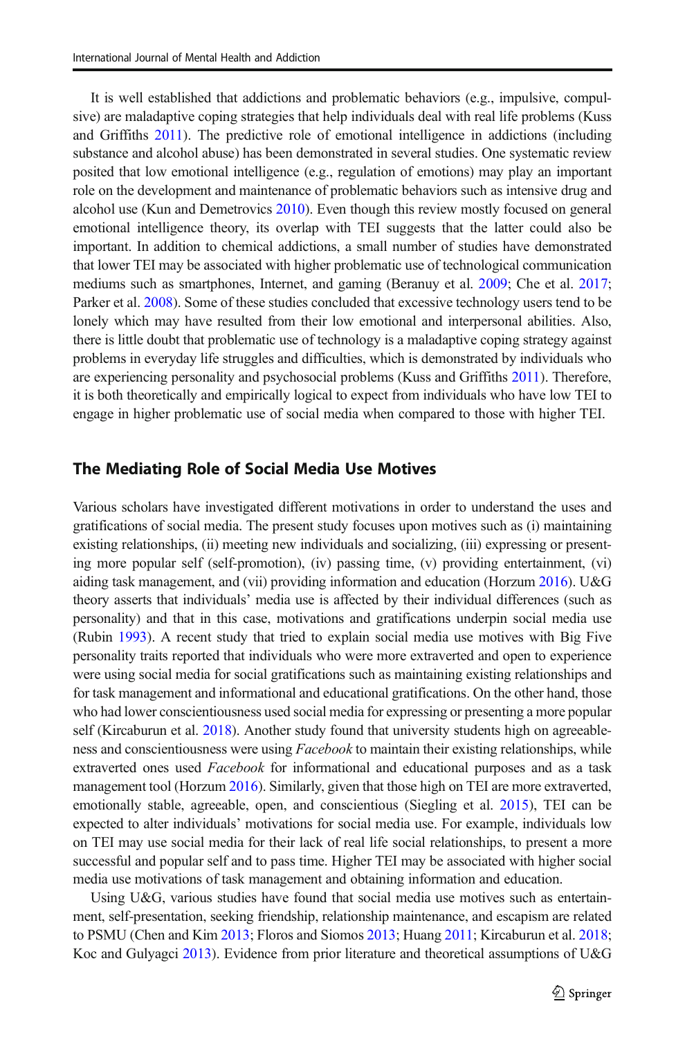It is well established that addictions and problematic behaviors (e.g., impulsive, compulsive) are maladaptive coping strategies that help individuals deal with real life problems (Kuss and Griffiths 2011). The predictive role of emotional intelligence in addictions (including substance and alcohol abuse) has been demonstrated in several studies. One systematic review posited that low emotional intelligence (e.g., regulation of emotions) may play an important role on the development and maintenance of problematic behaviors such as intensive drug and alcohol use (Kun and Demetrovics 2010). Even though this review mostly focused on general emotional intelligence theory, its overlap with TEI suggests that the latter could also be important. In addition to chemical addictions, a small number of studies have demonstrated that lower TEI may be associated with higher problematic use of technological communication mediums such as smartphones, Internet, and gaming (Beranuy et al. 2009; Che et al. 2017; Parker et al. 2008). Some of these studies concluded that excessive technology users tend to be lonely which may have resulted from their low emotional and interpersonal abilities. Also, there is little doubt that problematic use of technology is a maladaptive coping strategy against problems in everyday life struggles and difficulties, which is demonstrated by individuals who are experiencing personality and psychosocial problems (Kuss and Griffiths 2011). Therefore, it is both theoretically and empirically logical to expect from individuals who have low TEI to engage in higher problematic use of social media when compared to those with higher TEI.

## The Mediating Role of Social Media Use Motives

Various scholars have investigated different motivations in order to understand the uses and gratifications of social media. The present study focuses upon motives such as (i) maintaining existing relationships, (ii) meeting new individuals and socializing, (iii) expressing or presenting more popular self (self-promotion), (iv) passing time, (v) providing entertainment, (vi) aiding task management, and (vii) providing information and education (Horzum 2016). U&G theory asserts that individuals' media use is affected by their individual differences (such as personality) and that in this case, motivations and gratifications underpin social media use (Rubin 1993). A recent study that tried to explain social media use motives with Big Five personality traits reported that individuals who were more extraverted and open to experience were using social media for social gratifications such as maintaining existing relationships and for task management and informational and educational gratifications. On the other hand, those who had lower conscientiousness used social media for expressing or presenting a more popular self (Kircaburun et al. 2018). Another study found that university students high on agreeableness and conscientiousness were using *Facebook* to maintain their existing relationships, while extraverted ones used *Facebook* for informational and educational purposes and as a task management tool (Horzum 2016). Similarly, given that those high on TEI are more extraverted, emotionally stable, agreeable, open, and conscientious (Siegling et al. 2015), TEI can be expected to alter individuals' motivations for social media use. For example, individuals low on TEI may use social media for their lack of real life social relationships, to present a more successful and popular self and to pass time. Higher TEI may be associated with higher social media use motivations of task management and obtaining information and education.

Using U&G, various studies have found that social media use motives such as entertainment, self-presentation, seeking friendship, relationship maintenance, and escapism are related to PSMU (Chen and Kim 2013; Floros and Siomos 2013; Huang 2011; Kircaburun et al. 2018; Koc and Gulyagci 2013). Evidence from prior literature and theoretical assumptions of U&G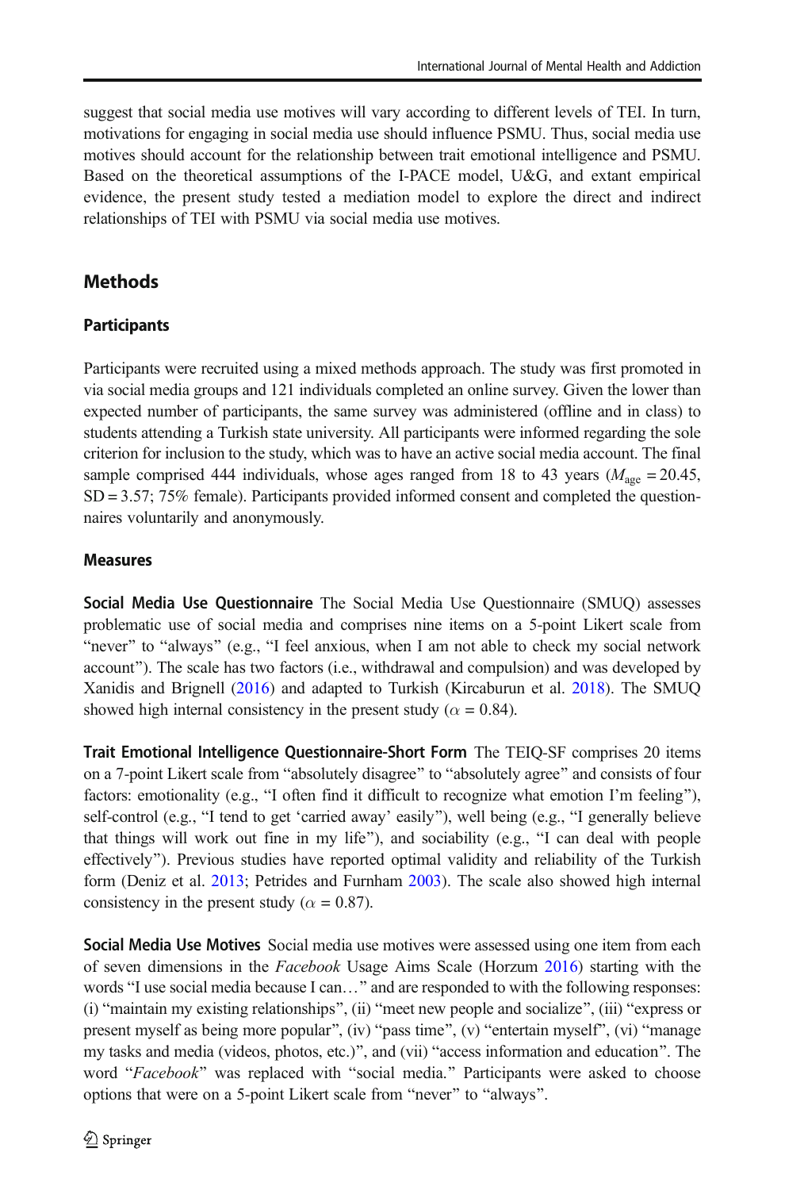suggest that social media use motives will vary according to different levels of TEI. In turn, motivations for engaging in social media use should influence PSMU. Thus, social media use motives should account for the relationship between trait emotional intelligence and PSMU. Based on the theoretical assumptions of the I-PACE model, U&G, and extant empirical evidence, the present study tested a mediation model to explore the direct and indirect relationships of TEI with PSMU via social media use motives.

## Methods

### Participants

Participants were recruited using a mixed methods approach. The study was first promoted in via social media groups and 121 individuals completed an online survey. Given the lower than expected number of participants, the same survey was administered (offline and in class) to students attending a Turkish state university. All participants were informed regarding the sole criterion for inclusion to the study, which was to have an active social media account. The final sample comprised 444 individuals, whose ages ranged from 18 to 43 years ($M_{\text{age}} = 20.45$, SD = 3.57; 75% female). Participants provided informed consent and completed the questionnaires voluntarily and anonymously.

### Measures

**Social Media Use Questionnaire** The Social Media Use Questionnaire (SMUQ) assesses problematic use of social media and comprises nine items on a 5-point Likert scale from "never" to "always" (e.g., "I feel anxious, when I am not able to check my social network account"). The scale has two factors (i.e., withdrawal and compulsion) and was developed by Xanidis and Brignell (2016) and adapted to Turkish (Kircaburun et al. 2018). The SMUQ showed high internal consistency in the present study ($\alpha = 0.84$).

**Trait Emotional Intelligence Questionnaire-Short Form** The TEIQ-SF comprises 20 items on a 7-point Likert scale from "absolutely disagree" to "absolutely agree" and consists of four factors: emotionality (e.g., "I often find it difficult to recognize what emotion I'm feeling"), self-control (e.g., "I tend to get 'carried away' easily"), well being (e.g., "I generally believe that things will work out fine in my life"), and sociability (e.g., "I can deal with people effectively"). Previous studies have reported optimal validity and reliability of the Turkish form (Deniz et al. 2013; Petrides and Furnham 2003). The scale also showed high internal consistency in the present study ($\alpha = 0.87$).

**Social Media Use Motives** Social media use motives were assessed using one item from each of seven dimensions in the *Facebook* Usage Aims Scale (Horzum 2016) starting with the words "I use social media because I can…" and are responded to with the following responses: (i) "maintain my existing relationships", (ii) "meet new people and socialize", (iii) "express or present myself as being more popular", (iv) "pass time", (v) "entertain myself", (vi) "manage my tasks and media (videos, photos, etc.)", and (vii) "access information and education". The word "*Facebook*" was replaced with "social media." Participants were asked to choose options that were on a 5-point Likert scale from "never" to "always".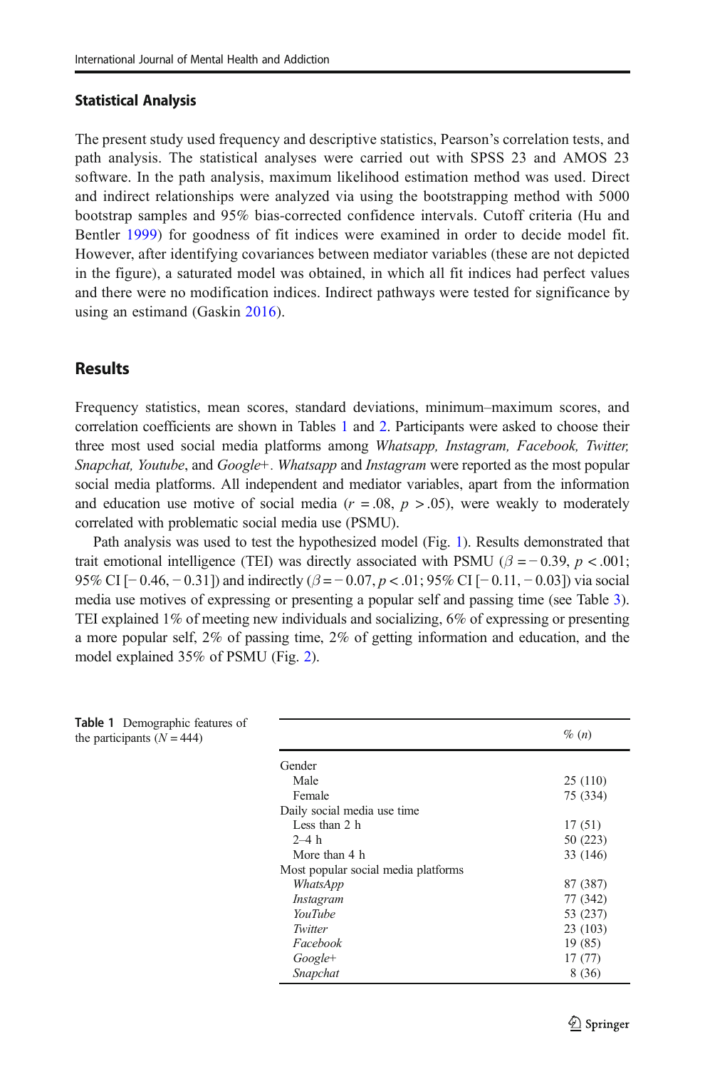### Statistical Analysis

The present study used frequency and descriptive statistics, Pearson's correlation tests, and path analysis. The statistical analyses were carried out with SPSS 23 and AMOS 23 software. In the path analysis, maximum likelihood estimation method was used. Direct and indirect relationships were analyzed via using the bootstrapping method with 5000 bootstrap samples and 95% bias-corrected confidence intervals. Cutoff criteria (Hu and Bentler 1999) for goodness of fit indices were examined in order to decide model fit. However, after identifying covariances between mediator variables (these are not depicted in the figure), a saturated model was obtained, in which all fit indices had perfect values and there were no modification indices. Indirect pathways were tested for significance by using an estimand (Gaskin 2016).

## Results

Frequency statistics, mean scores, standard deviations, minimum–maximum scores, and correlation coefficients are shown in Tables 1 and 2. Participants were asked to choose their three most used social media platforms among *Whatsapp, Instagram, Facebook, Twitter, Snapchat, Youtube*, and *Google+*. *Whatsapp* and *Instagram* were reported as the most popular social media platforms. All independent and mediator variables, apart from the information and education use motive of social media ($r = .08$, $p > .05$), were weakly to moderately correlated with problematic social media use (PSMU).

Path analysis was used to test the hypothesized model (Fig. 1). Results demonstrated that trait emotional intelligence (TEI) was directly associated with PSMU ($\beta = -0.39$, $p < .001$; 95% CI [−0.46, −0.31]) and indirectly ($\beta = -0.07$, $p < .01$; 95% CI [−0.11, −0.03]) via social media use motives of expressing or presenting a popular self and passing time (see Table 3). TEI explained 1% of meeting new individuals and socializing, 6% of expressing or presenting a more popular self, 2% of passing time, 2% of getting information and education, and the model explained 35% of PSMU (Fig. 2).

**Table 1** Demographic features of the participants ($N = 444$)

| | % (*n*) |
|---|---|
| Gender | |
| Male | 25 (110) |
| Female | 75 (334) |
| Daily social media use time | |
| Less than 2 h | 17 (51) |
| 2–4 h | 50 (223) |
| More than 4 h | 33 (146) |
| Most popular social media platforms | |
| *WhatsApp* | 87 (387) |
| *Instagram* | 77 (342) |
| *YouTube* | 53 (237) |
| *Twitter* | 23 (103) |
| *Facebook* | 19 (85) |
| *Google+* | 17 (77) |
| *Snapchat* | 8 (36) |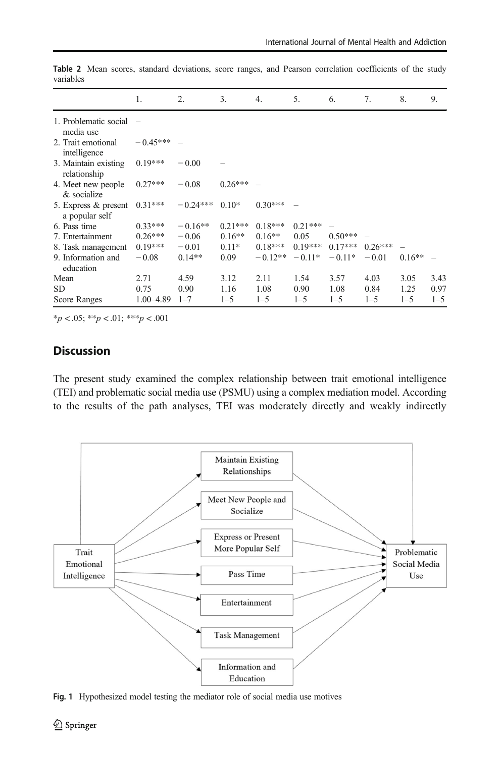**Table 2** Mean scores, standard deviations, score ranges, and Pearson correlation coefficients of the study variables

| | 1. | 2. | 3. | 4. | 5. | 6. | 7. | 8. | 9. |
|---|---|---|---|---|---|---|---|---|---|
| 1. Problematic social media use | – | | | | | | | | |
| 2. Trait emotional intelligence | −0.45*** | – | | | | | | | |
| 3. Maintain existing relationship | 0.19*** | −0.00 | – | | | | | | |
| 4. Meet new people & socialize | 0.27*** | −0.08 | 0.26*** | – | | | | | |
| 5. Express & present a popular self | 0.31*** | −0.24*** | 0.10* | 0.30*** | – | | | | |
| 6. Pass time | 0.33*** | −0.16** | 0.21*** | 0.18*** | 0.21*** | – | | | |
| 7. Entertainment | 0.26*** | −0.06 | 0.16** | 0.16** | 0.05 | 0.50*** | – | | |
| 8. Task management | 0.19*** | −0.01 | 0.11* | 0.18*** | 0.19*** | 0.17*** | 0.26*** | – | |
| 9. Information and education | −0.08 | 0.14** | 0.09 | −0.12** | −0.11* | −0.11* | −0.01 | 0.16** | – |
| Mean | 2.71 | 4.59 | 3.12 | 2.11 | 1.54 | 3.57 | 4.03 | 3.05 | 3.43 |
| SD | 0.75 | 0.90 | 1.16 | 1.08 | 0.90 | 1.08 | 0.84 | 1.25 | 0.97 |
| Score Ranges | 1.00–4.89 | 1–7 | 1–5 | 1–5 | 1–5 | 1–5 | 1–5 | 1–5 | 1–5 |

*$p < .05$; **$p < .01$; ***$p < .001$

## Discussion

The present study examined the complex relationship between trait emotional intelligence (TEI) and problematic social media use (PSMU) using a complex mediation model. According to the results of the path analyses, TEI was moderately directly and weakly indirectly

Trait Emotional Intelligence → Maintain Existing Relationships / Meet New People and Socialize / Express or Present More Popular Self / Pass Time / Entertainment / Task Management / Information and Education → Problematic Social Media Use

**Fig. 1** Hypothesized model testing the mediator role of social media use motives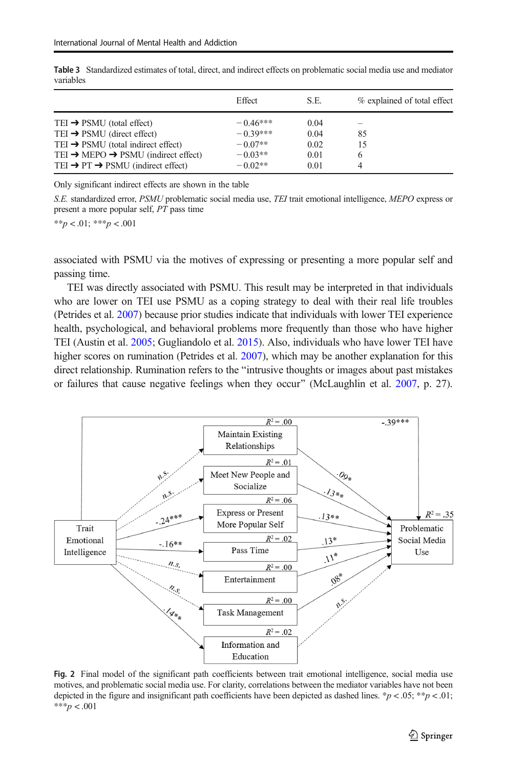**Table 3** Standardized estimates of total, direct, and indirect effects on problematic social media use and mediator variables

| | Effect | S.E. | % explained of total effect |
|---|---|---|---|
| TEI ➔ PSMU (total effect) | −0.46*** | 0.04 | – |
| TEI ➔ PSMU (direct effect) | −0.39*** | 0.04 | 85 |
| TEI ➔ PSMU (total indirect effect) | −0.07** | 0.02 | 15 |
| TEI ➔ MEPO ➔ PSMU (indirect effect) | −0.03** | 0.01 | 6 |
| TEI ➔ PT ➔ PSMU (indirect effect) | −0.02** | 0.01 | 4 |

Only significant indirect effects are shown in the table

*S.E.* standardized error, *PSMU* problematic social media use, *TEI* trait emotional intelligence, *MEPO* express or present a more popular self, *PT* pass time

**$p < .01$; ***$p < .001$

associated with PSMU via the motives of expressing or presenting a more popular self and passing time.

TEI was directly associated with PSMU. This result may be interpreted in that individuals who are lower on TEI use PSMU as a coping strategy to deal with their real life troubles (Petrides et al. 2007) because prior studies indicate that individuals with lower TEI experience health, psychological, and behavioral problems more frequently than those who have higher TEI (Austin et al. 2005; Gugliandolo et al. 2015). Also, individuals who have lower TEI have higher scores on rumination (Petrides et al. 2007), which may be another explanation for this direct relationship. Rumination refers to the "intrusive thoughts or images about past mistakes or failures that cause negative feelings when they occur" (McLaughlin et al. 2007, p. 27).

**Fig. 2** Final model of the significant path coefficients between trait emotional intelligence, social media use motives, and problematic social media use. For clarity, correlations between the mediator variables have not been depicted in the figure and insignificant path coefficients have been depicted as dashed lines. *$p < .05$; **$p < .01$; ***$p < .001$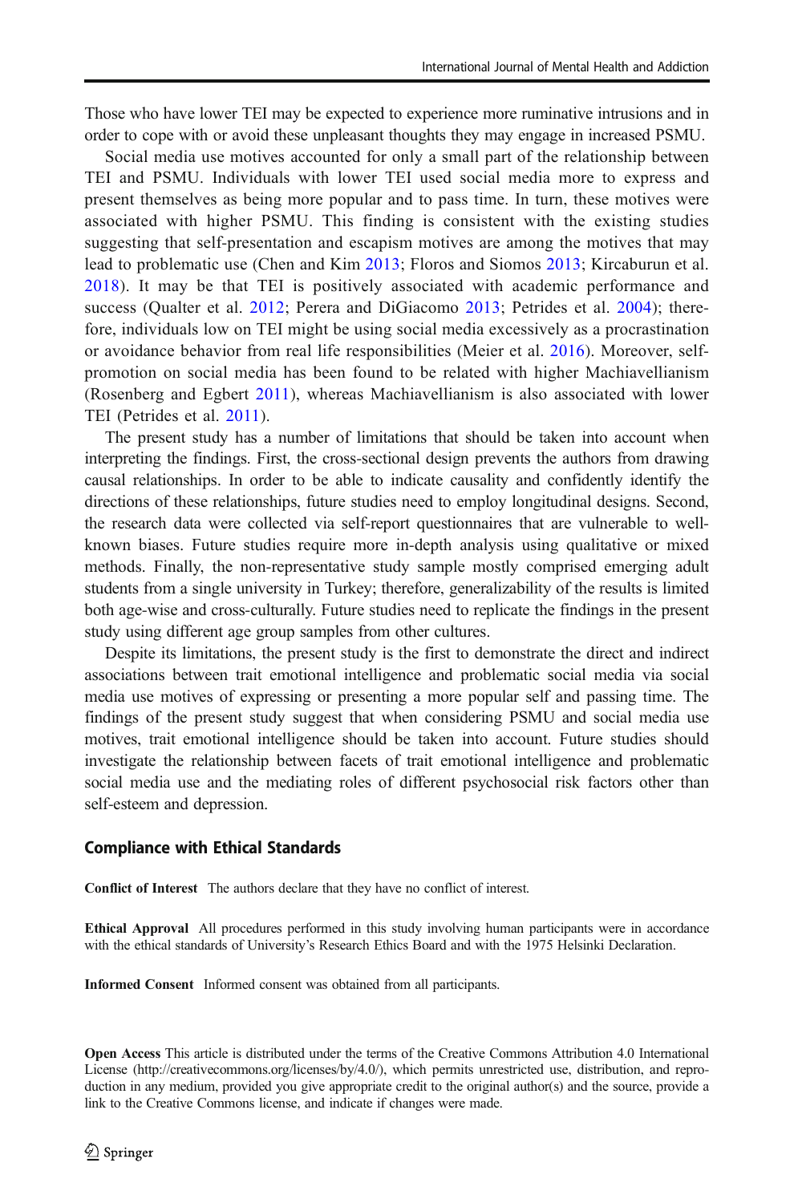Those who have lower TEI may be expected to experience more ruminative intrusions and in order to cope with or avoid these unpleasant thoughts they may engage in increased PSMU.

Social media use motives accounted for only a small part of the relationship between TEI and PSMU. Individuals with lower TEI used social media more to express and present themselves as being more popular and to pass time. In turn, these motives were associated with higher PSMU. This finding is consistent with the existing studies suggesting that self-presentation and escapism motives are among the motives that may lead to problematic use (Chen and Kim 2013; Floros and Siomos 2013; Kircaburun et al. 2018). It may be that TEI is positively associated with academic performance and success (Qualter et al. 2012; Perera and DiGiacomo 2013; Petrides et al. 2004); therefore, individuals low on TEI might be using social media excessively as a procrastination or avoidance behavior from real life responsibilities (Meier et al. 2016). Moreover, self-promotion on social media has been found to be related with higher Machiavellianism (Rosenberg and Egbert 2011), whereas Machiavellianism is also associated with lower TEI (Petrides et al. 2011).

The present study has a number of limitations that should be taken into account when interpreting the findings. First, the cross-sectional design prevents the authors from drawing causal relationships. In order to be able to indicate causality and confidently identify the directions of these relationships, future studies need to employ longitudinal designs. Second, the research data were collected via self-report questionnaires that are vulnerable to well-known biases. Future studies require more in-depth analysis using qualitative or mixed methods. Finally, the non-representative study sample mostly comprised emerging adult students from a single university in Turkey; therefore, generalizability of the results is limited both age-wise and cross-culturally. Future studies need to replicate the findings in the present study using different age group samples from other cultures.

Despite its limitations, the present study is the first to demonstrate the direct and indirect associations between trait emotional intelligence and problematic social media via social media use motives of expressing or presenting a more popular self and passing time. The findings of the present study suggest that when considering PSMU and social media use motives, trait emotional intelligence should be taken into account. Future studies should investigate the relationship between facets of trait emotional intelligence and problematic social media use and the mediating roles of different psychosocial risk factors other than self-esteem and depression.

## Compliance with Ethical Standards

**Conflict of Interest** The authors declare that they have no conflict of interest.

**Ethical Approval** All procedures performed in this study involving human participants were in accordance with the ethical standards of University's Research Ethics Board and with the 1975 Helsinki Declaration.

**Informed Consent** Informed consent was obtained from all participants.

**Open Access** This article is distributed under the terms of the Creative Commons Attribution 4.0 International License (http://creativecommons.org/licenses/by/4.0/), which permits unrestricted use, distribution, and reproduction in any medium, provided you give appropriate credit to the original author(s) and the source, provide a link to the Creative Commons license, and indicate if changes were made.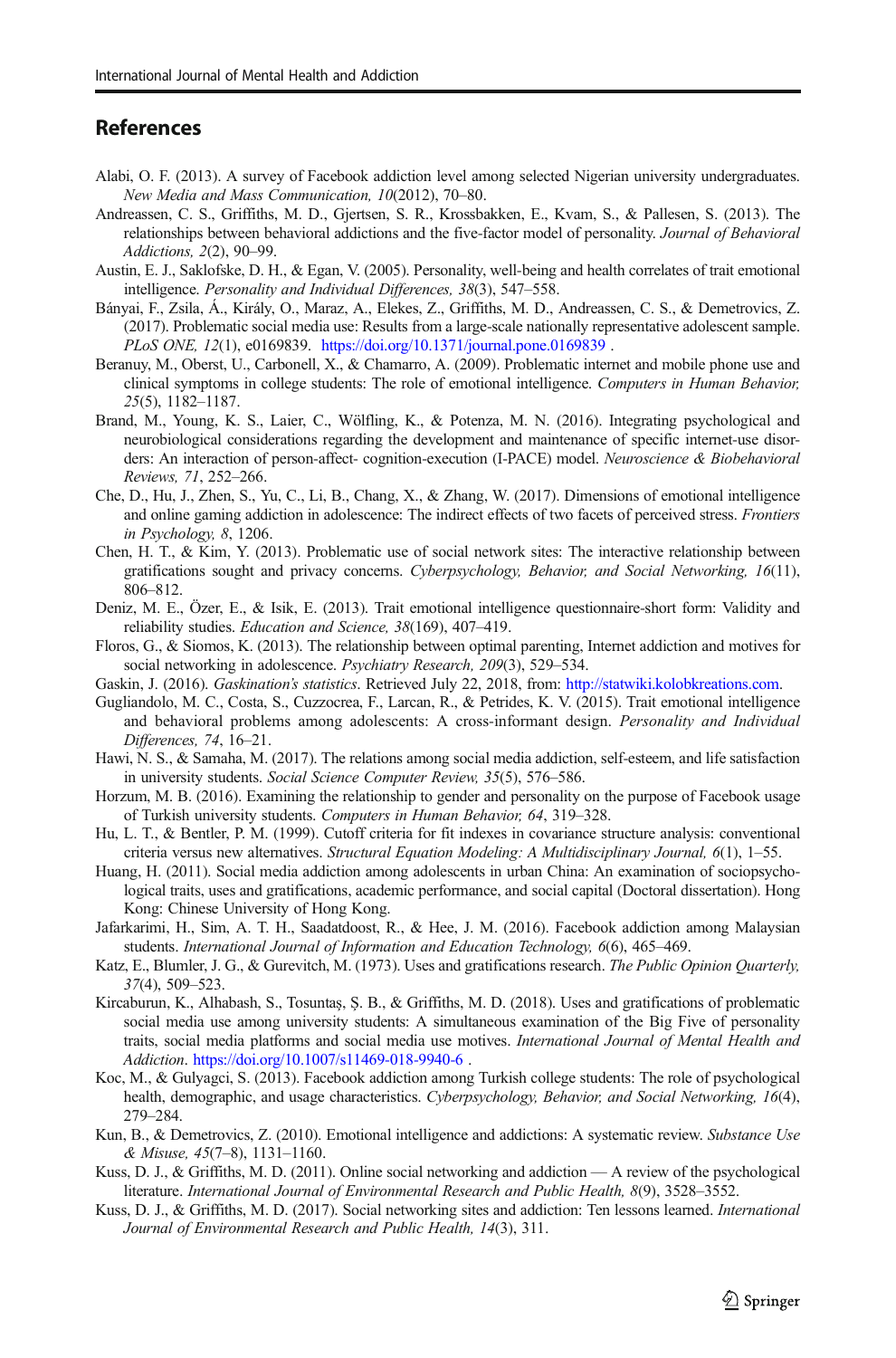## References

Alabi, O. F. (2013). A survey of Facebook addiction level among selected Nigerian university undergraduates. *New Media and Mass Communication, 10*(2012), 70–80.

Andreassen, C. S., Griffiths, M. D., Gjertsen, S. R., Krossbakken, E., Kvam, S., & Pallesen, S. (2013). The relationships between behavioral addictions and the five-factor model of personality. *Journal of Behavioral Addictions, 2*(2), 90–99.

Austin, E. J., Saklofske, D. H., & Egan, V. (2005). Personality, well-being and health correlates of trait emotional intelligence. *Personality and Individual Differences, 38*(3), 547–558.

Bányai, F., Zsila, Á., Király, O., Maraz, A., Elekes, Z., Griffiths, M. D., Andreassen, C. S., & Demetrovics, Z. (2017). Problematic social media use: Results from a large-scale nationally representative adolescent sample. *PLoS ONE, 12*(1), e0169839. https://doi.org/10.1371/journal.pone.0169839 .

Beranuy, M., Oberst, U., Carbonell, X., & Chamarro, A. (2009). Problematic internet and mobile phone use and clinical symptoms in college students: The role of emotional intelligence. *Computers in Human Behavior, 25*(5), 1182–1187.

Brand, M., Young, K. S., Laier, C., Wölfling, K., & Potenza, M. N. (2016). Integrating psychological and neurobiological considerations regarding the development and maintenance of specific internet-use disorders: An interaction of person-affect- cognition-execution (I-PACE) model. *Neuroscience & Biobehavioral Reviews, 71*, 252–266.

Che, D., Hu, J., Zhen, S., Yu, C., Li, B., Chang, X., & Zhang, W. (2017). Dimensions of emotional intelligence and online gaming addiction in adolescence: The indirect effects of two facets of perceived stress. *Frontiers in Psychology, 8*, 1206.

Chen, H. T., & Kim, Y. (2013). Problematic use of social network sites: The interactive relationship between gratifications sought and privacy concerns. *Cyberpsychology, Behavior, and Social Networking, 16*(11), 806–812.

Deniz, M. E., Özer, E., & Isik, E. (2013). Trait emotional intelligence questionnaire-short form: Validity and reliability studies. *Education and Science, 38*(169), 407–419.

Floros, G., & Siomos, K. (2013). The relationship between optimal parenting, Internet addiction and motives for social networking in adolescence. *Psychiatry Research, 209*(3), 529–534.

Gaskin, J. (2016). *Gaskination's statistics*. Retrieved July 22, 2018, from: http://statwiki.kolobkreations.com.

Gugliandolo, M. C., Costa, S., Cuzzocrea, F., Larcan, R., & Petrides, K. V. (2015). Trait emotional intelligence and behavioral problems among adolescents: A cross-informant design. *Personality and Individual Differences, 74*, 16–21.

Hawi, N. S., & Samaha, M. (2017). The relations among social media addiction, self-esteem, and life satisfaction in university students. *Social Science Computer Review, 35*(5), 576–586.

Horzum, M. B. (2016). Examining the relationship to gender and personality on the purpose of Facebook usage of Turkish university students. *Computers in Human Behavior, 64*, 319–328.

Hu, L. T., & Bentler, P. M. (1999). Cutoff criteria for fit indexes in covariance structure analysis: conventional criteria versus new alternatives. *Structural Equation Modeling: A Multidisciplinary Journal, 6*(1), 1–55.

Huang, H. (2011). Social media addiction among adolescents in urban China: An examination of sociopsychological traits, uses and gratifications, academic performance, and social capital (Doctoral dissertation). Hong Kong: Chinese University of Hong Kong.

Jafarkarimi, H., Sim, A. T. H., Saadatdoost, R., & Hee, J. M. (2016). Facebook addiction among Malaysian students. *International Journal of Information and Education Technology, 6*(6), 465–469.

Katz, E., Blumler, J. G., & Gurevitch, M. (1973). Uses and gratifications research. *The Public Opinion Quarterly, 37*(4), 509–523.

Kircaburun, K., Alhabash, S., Tosuntaş, Ş. B., & Griffiths, M. D. (2018). Uses and gratifications of problematic social media use among university students: A simultaneous examination of the Big Five of personality traits, social media platforms and social media use motives. *International Journal of Mental Health and Addiction*. https://doi.org/10.1007/s11469-018-9940-6 .

Koc, M., & Gulyagci, S. (2013). Facebook addiction among Turkish college students: The role of psychological health, demographic, and usage characteristics. *Cyberpsychology, Behavior, and Social Networking, 16*(4), 279–284.

Kun, B., & Demetrovics, Z. (2010). Emotional intelligence and addictions: A systematic review. *Substance Use & Misuse, 45*(7–8), 1131–1160.

Kuss, D. J., & Griffiths, M. D. (2011). Online social networking and addiction — A review of the psychological literature. *International Journal of Environmental Research and Public Health, 8*(9), 3528–3552.

Kuss, D. J., & Griffiths, M. D. (2017). Social networking sites and addiction: Ten lessons learned. *International Journal of Environmental Research and Public Health, 14*(3), 311.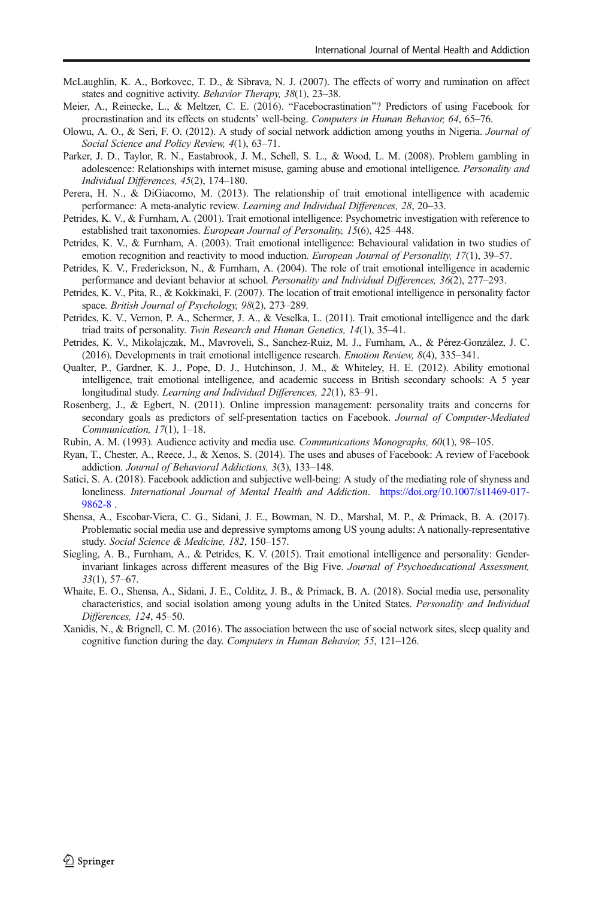McLaughlin, K. A., Borkovec, T. D., & Sibrava, N. J. (2007). The effects of worry and rumination on affect states and cognitive activity. *Behavior Therapy, 38*(1), 23–38.

Meier, A., Reinecke, L., & Meltzer, C. E. (2016). "Facebocrastination"? Predictors of using Facebook for procrastination and its effects on students' well-being. *Computers in Human Behavior, 64*, 65–76.

Olowu, A. O., & Seri, F. O. (2012). A study of social network addiction among youths in Nigeria. *Journal of Social Science and Policy Review, 4*(1), 63–71.

Parker, J. D., Taylor, R. N., Eastabrook, J. M., Schell, S. L., & Wood, L. M. (2008). Problem gambling in adolescence: Relationships with internet misuse, gaming abuse and emotional intelligence. *Personality and Individual Differences, 45*(2), 174–180.

Perera, H. N., & DiGiacomo, M. (2013). The relationship of trait emotional intelligence with academic performance: A meta-analytic review. *Learning and Individual Differences, 28*, 20–33.

Petrides, K. V., & Furnham, A. (2001). Trait emotional intelligence: Psychometric investigation with reference to established trait taxonomies. *European Journal of Personality, 15*(6), 425–448.

Petrides, K. V., & Furnham, A. (2003). Trait emotional intelligence: Behavioural validation in two studies of emotion recognition and reactivity to mood induction. *European Journal of Personality, 17*(1), 39–57.

Petrides, K. V., Frederickson, N., & Furnham, A. (2004). The role of trait emotional intelligence in academic performance and deviant behavior at school. *Personality and Individual Differences, 36*(2), 277–293.

Petrides, K. V., Pita, R., & Kokkinaki, F. (2007). The location of trait emotional intelligence in personality factor space. *British Journal of Psychology, 98*(2), 273–289.

Petrides, K. V., Vernon, P. A., Schermer, J. A., & Veselka, L. (2011). Trait emotional intelligence and the dark triad traits of personality. *Twin Research and Human Genetics, 14*(1), 35–41.

Petrides, K. V., Mikolajczak, M., Mavroveli, S., Sanchez-Ruiz, M. J., Furnham, A., & Pérez-González, J. C. (2016). Developments in trait emotional intelligence research. *Emotion Review, 8*(4), 335–341.

Qualter, P., Gardner, K. J., Pope, D. J., Hutchinson, J. M., & Whiteley, H. E. (2012). Ability emotional intelligence, trait emotional intelligence, and academic success in British secondary schools: A 5 year longitudinal study. *Learning and Individual Differences, 22*(1), 83–91.

Rosenberg, J., & Egbert, N. (2011). Online impression management: personality traits and concerns for secondary goals as predictors of self-presentation tactics on Facebook. *Journal of Computer-Mediated Communication, 17*(1), 1–18.

Rubin, A. M. (1993). Audience activity and media use. *Communications Monographs, 60*(1), 98–105.

Ryan, T., Chester, A., Reece, J., & Xenos, S. (2014). The uses and abuses of Facebook: A review of Facebook addiction. *Journal of Behavioral Addictions, 3*(3), 133–148.

Satici, S. A. (2018). Facebook addiction and subjective well-being: A study of the mediating role of shyness and loneliness. *International Journal of Mental Health and Addiction*. https://doi.org/10.1007/s11469-017-9862-8 .

Shensa, A., Escobar-Viera, C. G., Sidani, J. E., Bowman, N. D., Marshal, M. P., & Primack, B. A. (2017). Problematic social media use and depressive symptoms among US young adults: A nationally-representative study. *Social Science & Medicine, 182*, 150–157.

Siegling, A. B., Furnham, A., & Petrides, K. V. (2015). Trait emotional intelligence and personality: Gender-invariant linkages across different measures of the Big Five. *Journal of Psychoeducational Assessment, 33*(1), 57–67.

Whaite, E. O., Shensa, A., Sidani, J. E., Colditz, J. B., & Primack, B. A. (2018). Social media use, personality characteristics, and social isolation among young adults in the United States. *Personality and Individual Differences, 124*, 45–50.

Xanidis, N., & Brignell, C. M. (2016). The association between the use of social network sites, sleep quality and cognitive function during the day. *Computers in Human Behavior, 55*, 121–126.